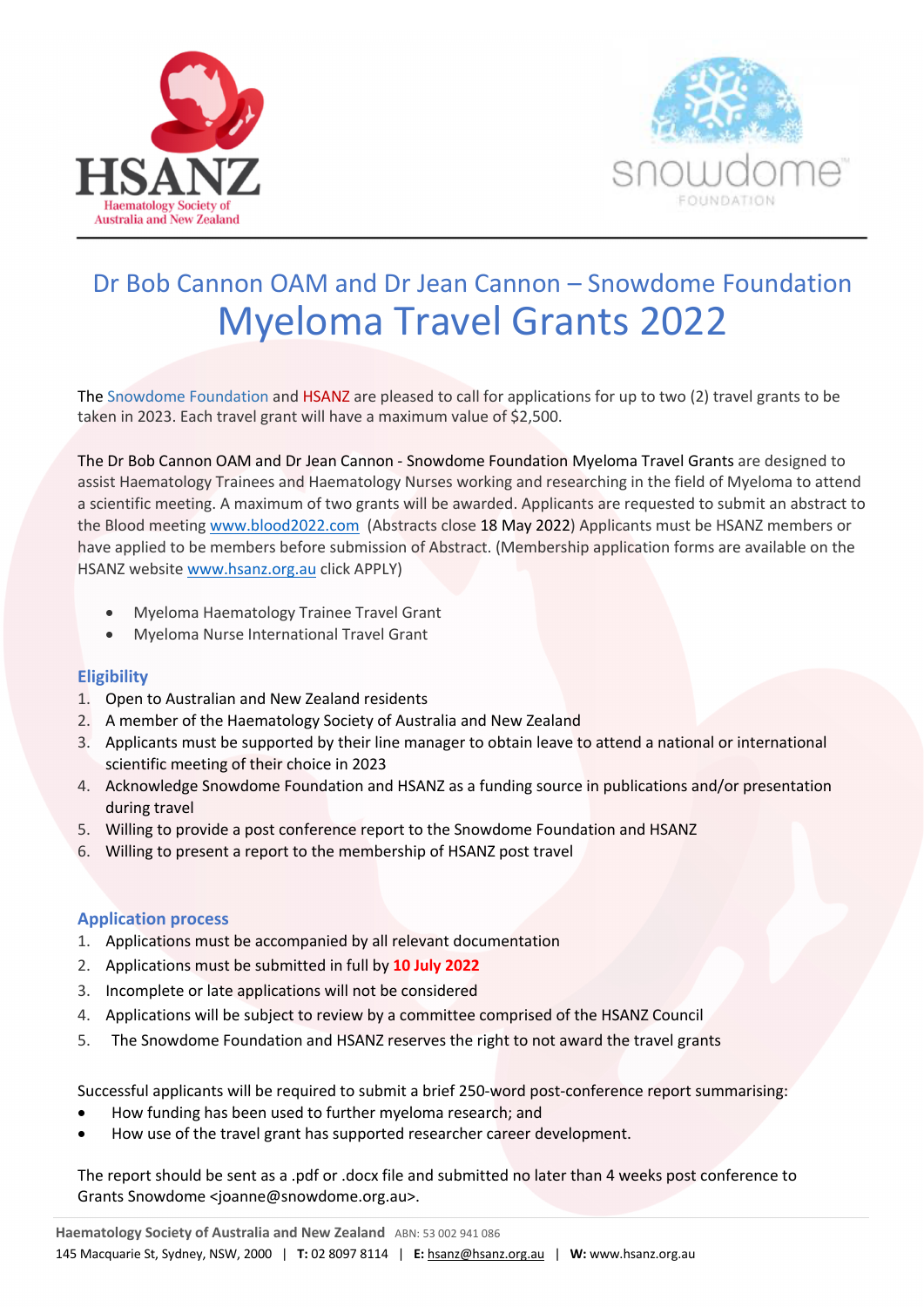# Dr Bob Cannon OAM and Dr Jean Cannon – Snowdome Foundation
# Myeloma Travel Grants 2022

The Snowdome Foundation and HSANZ are pleased to call for applications for up to two (2) travel grants to be taken in 2023. Each travel grant will have a maximum value of $2,500.

The Dr Bob Cannon OAM and Dr Jean Cannon - Snowdome Foundation Myeloma Travel Grants are designed to assist Haematology Trainees and Haematology Nurses working and researching in the field of Myeloma to attend a scientific meeting. A maximum of two grants will be awarded. Applicants are requested to submit an abstract to the Blood meeting www.blood2022.com (Abstracts close 18 May 2022) Applicants must be HSANZ members or have applied to be members before submission of Abstract. (Membership application forms are available on the HSANZ website www.hsanz.org.au click APPLY)

- Myeloma Haematology Trainee Travel Grant
- Myeloma Nurse International Travel Grant

### Eligibility

1. Open to Australian and New Zealand residents
2. A member of the Haematology Society of Australia and New Zealand
3. Applicants must be supported by their line manager to obtain leave to attend a national or international scientific meeting of their choice in 2023
4. Acknowledge Snowdome Foundation and HSANZ as a funding source in publications and/or presentation during travel
5. Willing to provide a post conference report to the Snowdome Foundation and HSANZ
6. Willing to present a report to the membership of HSANZ post travel

### Application process

1. Applications must be accompanied by all relevant documentation
2. Applications must be submitted in full by **10 July 2022**
3. Incomplete or late applications will not be considered
4. Applications will be subject to review by a committee comprised of the HSANZ Council
5. The Snowdome Foundation and HSANZ reserves the right to not award the travel grants

Successful applicants will be required to submit a brief 250-word post-conference report summarising:

- How funding has been used to further myeloma research; and
- How use of the travel grant has supported researcher career development.

The report should be sent as a .pdf or .docx file and submitted no later than 4 weeks post conference to Grants Snowdome <joanne@snowdome.org.au>.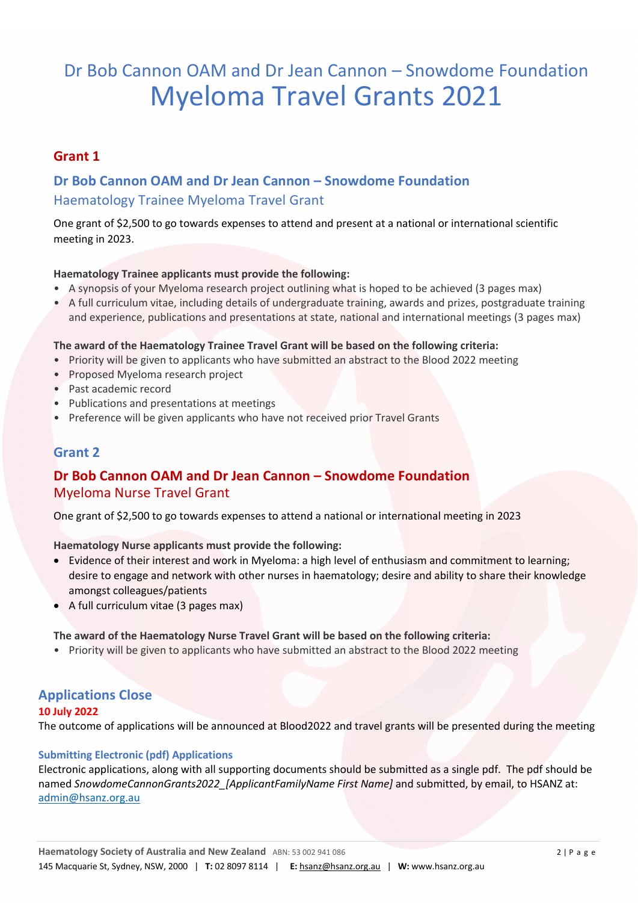# Dr Bob Cannon OAM and Dr Jean Cannon – Snowdome Foundation
# Myeloma Travel Grants 2021

## Grant 1

### Dr Bob Cannon OAM and Dr Jean Cannon – Snowdome Foundation
### Haematology Trainee Myeloma Travel Grant

One grant of $2,500 to go towards expenses to attend and present at a national or international scientific meeting in 2023.

**Haematology Trainee applicants must provide the following:**

- A synopsis of your Myeloma research project outlining what is hoped to be achieved (3 pages max)
- A full curriculum vitae, including details of undergraduate training, awards and prizes, postgraduate training and experience, publications and presentations at state, national and international meetings (3 pages max)

**The award of the Haematology Trainee Travel Grant will be based on the following criteria:**

- Priority will be given to applicants who have submitted an abstract to the Blood 2022 meeting
- Proposed Myeloma research project
- Past academic record
- Publications and presentations at meetings
- Preference will be given applicants who have not received prior Travel Grants

## Grant 2

### Dr Bob Cannon OAM and Dr Jean Cannon – Snowdome Foundation
### Myeloma Nurse Travel Grant

One grant of $2,500 to go towards expenses to attend a national or international meeting in 2023

**Haematology Nurse applicants must provide the following:**

- Evidence of their interest and work in Myeloma: a high level of enthusiasm and commitment to learning; desire to engage and network with other nurses in haematology; desire and ability to share their knowledge amongst colleagues/patients
- A full curriculum vitae (3 pages max)

**The award of the Haematology Nurse Travel Grant will be based on the following criteria:**

- Priority will be given to applicants who have submitted an abstract to the Blood 2022 meeting

## Applications Close

**10 July 2022**

The outcome of applications will be announced at Blood2022 and travel grants will be presented during the meeting

### Submitting Electronic (pdf) Applications

Electronic applications, along with all supporting documents should be submitted as a single pdf. The pdf should be named *SnowdomeCannonGrants2022_[ApplicantFamilyName First Name]* and submitted, by email, to HSANZ at: admin@hsanz.org.au

**Haematology Society of Australia and New Zealand** ABN: 53 002 941 086
145 Macquarie St, Sydney, NSW, 2000 | **T:** 02 8097 8114 | **E:** hsanz@hsanz.org.au | **W:** www.hsanz.org.au